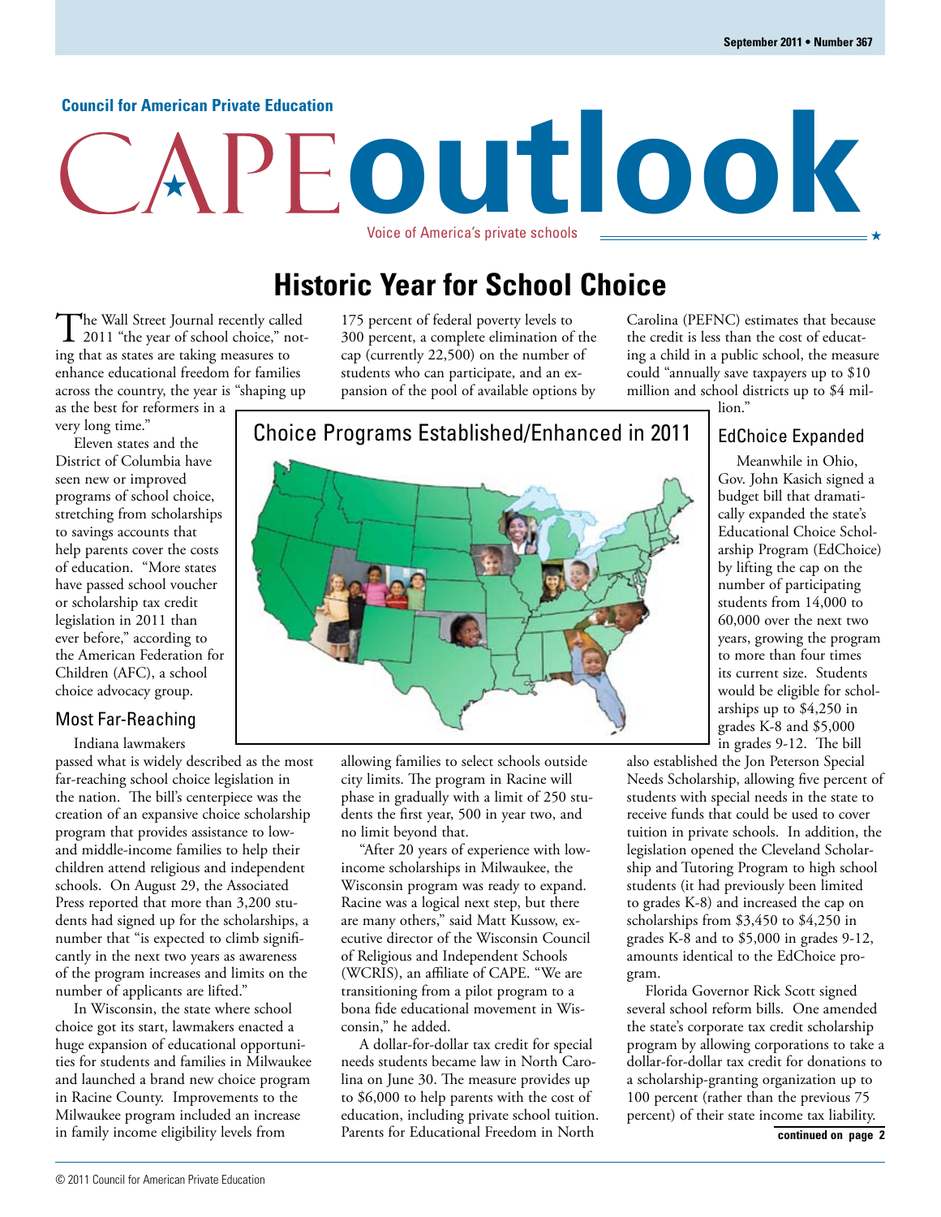Council for American Private Education

# CAPE outlook

Voice of America's private schools

## Historic Year for School Choice

The Wall Street Journal recently called 2011 "the year of school choice," noting that as states are taking measures to enhance educational freedom for families across the country, the year is "shaping up as the best for reformers in a very long time."

Eleven states and the District of Columbia have seen new or improved programs of school choice, stretching from scholarships to savings accounts that help parents cover the costs of education. "More states have passed school voucher or scholarship tax credit legislation in 2011 than ever before," according to the American Federation for Children (AFC), a school choice advocacy group.

### Most Far-Reaching

Indiana lawmakers passed what is widely described as the most far-reaching school choice legislation in the nation. The bill's centerpiece was the creation of an expansive choice scholarship program that provides assistance to low- and middle-income families to help their children attend religious and independent schools. On August 29, the Associated Press reported that more than 3,200 students had signed up for the scholarships, a number that "is expected to climb significantly in the next two years as awareness of the program increases and limits on the number of applicants are lifted."

In Wisconsin, the state where school choice got its start, lawmakers enacted a huge expansion of educational opportunities for students and families in Milwaukee and launched a brand new choice program in Racine County. Improvements to the Milwaukee program included an increase in family income eligibility levels from 175 percent of federal poverty levels to 300 percent, a complete elimination of the cap (currently 22,500) on the number of students who can participate, and an expansion of the pool of available options by allowing families to select schools outside city limits. The program in Racine will phase in gradually with a limit of 250 students the first year, 500 in year two, and no limit beyond that.

"After 20 years of experience with low-income scholarships in Milwaukee, the Wisconsin program was ready to expand. Racine was a logical next step, but there are many others," said Matt Kussow, executive director of the Wisconsin Council of Religious and Independent Schools (WCRIS), an affiliate of CAPE. "We are transitioning from a pilot program to a bona fide educational movement in Wisconsin," he added.

A dollar-for-dollar tax credit for special needs students became law in North Carolina on June 30. The measure provides up to $6,000 to help parents with the cost of education, including private school tuition. Parents for Educational Freedom in North Carolina (PEFNC) estimates that because the credit is less than the cost of educating a child in a public school, the measure could "annually save taxpayers up to $10 million and school districts up to $4 million."

Choice Programs Established/Enhanced in 2011

### EdChoice Expanded

Meanwhile in Ohio, Gov. John Kasich signed a budget bill that dramatically expanded the state's Educational Choice Scholarship Program (EdChoice) by lifting the cap on the number of participating students from 14,000 to 60,000 over the next two years, growing the program to more than four times its current size. Students would be eligible for scholarships up to $4,250 in grades K-8 and $5,000 in grades 9-12. The bill also established the Jon Peterson Special Needs Scholarship, allowing five percent of students with special needs in the state to receive funds that could be used to cover tuition in private schools. In addition, the legislation opened the Cleveland Scholarship and Tutoring Program to high school students (it had previously been limited to grades K-8) and increased the cap on scholarships from $3,450 to $4,250 in grades K-8 and to $5,000 in grades 9-12, amounts identical to the EdChoice program.

Florida Governor Rick Scott signed several school reform bills. One amended the state's corporate tax credit scholarship program by allowing corporations to take a dollar-for-dollar tax credit for donations to a scholarship-granting organization up to 100 percent (rather than the previous 75 percent) of their state income tax liability.

**continued on page 2**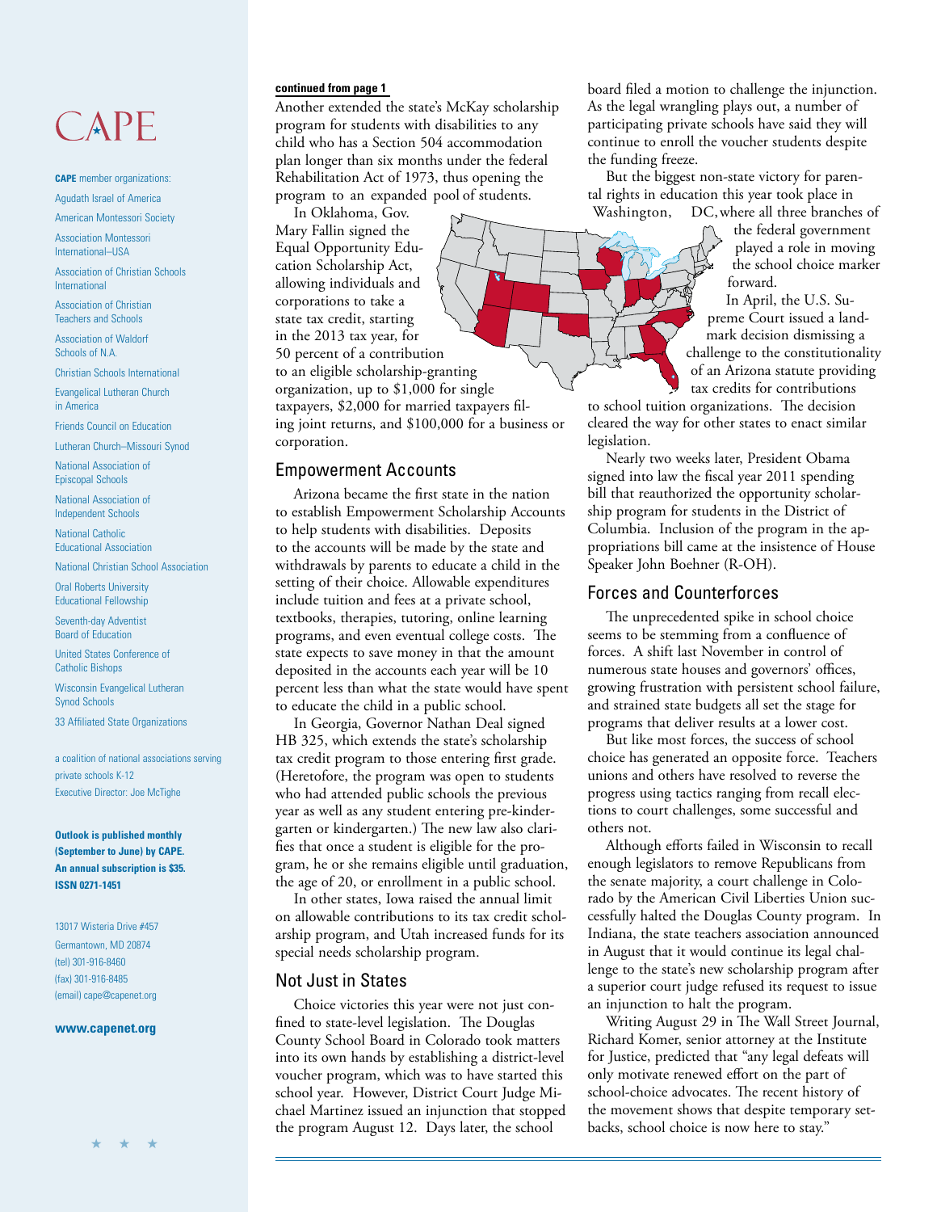# CAPE

**CAPE** member organizations:

Agudath Israel of America

American Montessori Society

Association Montessori International–USA

Association of Christian Schools International

Association of Christian Teachers and Schools

Association of Waldorf Schools of N.A.

Christian Schools International

Evangelical Lutheran Church in America

Friends Council on Education

Lutheran Church–Missouri Synod

National Association of Episcopal Schools

National Association of Independent Schools

National Catholic Educational Association

National Christian School Association

Oral Roberts University Educational Fellowship

Seventh-day Adventist Board of Education

United States Conference of Catholic Bishops

Wisconsin Evangelical Lutheran Synod Schools

33 Affiliated State Organizations

a coalition of national associations serving private schools K-12
Executive Director: Joe McTighe

**Outlook is published monthly (September to June) by CAPE. An annual subscription is $35. ISSN 0271-1451**

13017 Wisteria Drive #457
Germantown, MD 20874
(tel) 301-916-8460
(fax) 301-916-8485
(email) cape@capenet.org

**www.capenet.org**

**continued from page 1**

Another extended the state's McKay scholarship program for students with disabilities to any child who has a Section 504 accommodation plan longer than six months under the federal Rehabilitation Act of 1973, thus opening the program to an expanded pool of students.

In Oklahoma, Gov. Mary Fallin signed the Equal Opportunity Education Scholarship Act, allowing individuals and corporations to take a state tax credit, starting in the 2013 tax year, for 50 percent of a contribution to an eligible scholarship-granting organization, up to $1,000 for single taxpayers, $2,000 for married taxpayers filing joint returns, and $100,000 for a business or corporation.

## Empowerment Accounts

Arizona became the first state in the nation to establish Empowerment Scholarship Accounts to help students with disabilities. Deposits to the accounts will be made by the state and withdrawals by parents to educate a child in the setting of their choice. Allowable expenditures include tuition and fees at a private school, textbooks, therapies, tutoring, online learning programs, and even eventual college costs. The state expects to save money in that the amount deposited in the accounts each year will be 10 percent less than what the state would have spent to educate the child in a public school.

In Georgia, Governor Nathan Deal signed HB 325, which extends the state's scholarship tax credit program to those entering first grade. (Heretofore, the program was open to students who had attended public schools the previous year as well as any student entering pre-kindergarten or kindergarten.) The new law also clarifies that once a student is eligible for the program, he or she remains eligible until graduation, the age of 20, or enrollment in a public school.

In other states, Iowa raised the annual limit on allowable contributions to its tax credit scholarship program, and Utah increased funds for its special needs scholarship program.

## Not Just in States

Choice victories this year were not just confined to state-level legislation. The Douglas County School Board in Colorado took matters into its own hands by establishing a district-level voucher program, which was to have started this school year. However, District Court Judge Michael Martinez issued an injunction that stopped the program August 12. Days later, the school board filed a motion to challenge the injunction. As the legal wrangling plays out, a number of participating private schools have said they will continue to enroll the voucher students despite the funding freeze.

But the biggest non-state victory for parental rights in education this year took place in Washington, DC, where all three branches of the federal government played a role in moving the school choice marker forward.

In April, the U.S. Supreme Court issued a landmark decision dismissing a challenge to the constitutionality of an Arizona statute providing tax credits for contributions to school tuition organizations. The decision cleared the way for other states to enact similar legislation.

Nearly two weeks later, President Obama signed into law the fiscal year 2011 spending bill that reauthorized the opportunity scholarship program for students in the District of Columbia. Inclusion of the program in the appropriations bill came at the insistence of House Speaker John Boehner (R-OH).

## Forces and Counterforces

The unprecedented spike in school choice seems to be stemming from a confluence of forces. A shift last November in control of numerous state houses and governors' offices, growing frustration with persistent school failure, and strained state budgets all set the stage for programs that deliver results at a lower cost.

But like most forces, the success of school choice has generated an opposite force. Teachers unions and others have resolved to reverse the progress using tactics ranging from recall elections to court challenges, some successful and others not.

Although efforts failed in Wisconsin to recall enough legislators to remove Republicans from the senate majority, a court challenge in Colorado by the American Civil Liberties Union successfully halted the Douglas County program. In Indiana, the state teachers association announced in August that it would continue its legal challenge to the state's new scholarship program after a superior court judge refused its request to issue an injunction to halt the program.

Writing August 29 in The Wall Street Journal, Richard Komer, senior attorney at the Institute for Justice, predicted that "any legal defeats will only motivate renewed effort on the part of school-choice advocates. The recent history of the movement shows that despite temporary setbacks, school choice is now here to stay."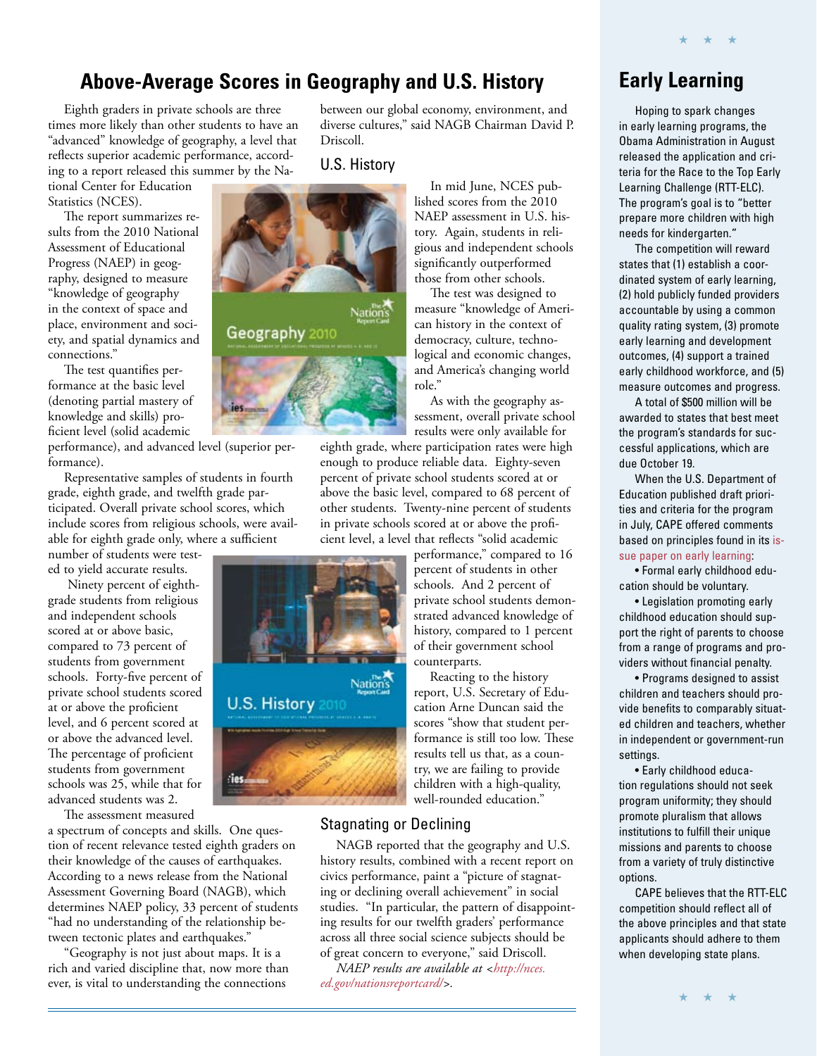## Above-Average Scores in Geography and U.S. History

Eighth graders in private schools are three times more likely than other students to have an "advanced" knowledge of geography, a level that reflects superior academic performance, according to a report released this summer by the National Center for Education Statistics (NCES).

The report summarizes results from the 2010 National Assessment of Educational Progress (NAEP) in geography, designed to measure "knowledge of geography in the context of space and place, environment and society, and spatial dynamics and connections."

The test quantifies performance at the basic level (denoting partial mastery of knowledge and skills) proficient level (solid academic performance), and advanced level (superior performance).

Representative samples of students in fourth grade, eighth grade, and twelfth grade participated. Overall private school scores, which include scores from religious schools, were available for eighth grade only, where a sufficient number of students were tested to yield accurate results.

Ninety percent of eighth-grade students from religious and independent schools scored at or above basic, compared to 73 percent of students from government schools. Forty-five percent of private school students scored at or above the proficient level, and 6 percent scored at or above the advanced level. The percentage of proficient students from government schools was 25, while that for advanced students was 2.

The assessment measured a spectrum of concepts and skills. One question of recent relevance tested eighth graders on their knowledge of the causes of earthquakes. According to a news release from the National Assessment Governing Board (NAGB), which determines NAEP policy, 33 percent of students "had no understanding of the relationship between tectonic plates and earthquakes."

"Geography is not just about maps. It is a rich and varied discipline that, now more than ever, is vital to understanding the connections between our global economy, environment, and diverse cultures," said NAGB Chairman David P. Driscoll.

### U.S. History

In mid June, NCES published scores from the 2010 NAEP assessment in U.S. history. Again, students in religious and independent schools significantly outperformed those from other schools.

The test was designed to measure "knowledge of American history in the context of democracy, culture, technological and economic changes, and America's changing world role."

As with the geography assessment, overall private school results were only available for eighth grade, where participation rates were high enough to produce reliable data. Eighty-seven percent of private school students scored at or above the basic level, compared to 68 percent of other students. Twenty-nine percent of students in private schools scored at or above the proficient level, a level that reflects "solid academic performance," compared to 16 percent of students in other schools. And 2 percent of private school students demonstrated advanced knowledge of history, compared to 1 percent of their government school counterparts.

Reacting to the history report, U.S. Secretary of Education Arne Duncan said the scores "show that student performance is still too low. These results tell us that, as a country, we are failing to provide children with a high-quality, well-rounded education."

### Stagnating or Declining

NAGB reported that the geography and U.S. history results, combined with a recent report on civics performance, paint a "picture of stagnating or declining overall achievement" in social studies. "In particular, the pattern of disappointing results for our twelfth graders' performance across all three social science subjects should be of great concern to everyone," said Driscoll.

*NAEP results are available at <http://nces.ed.gov/nationsreportcard/>.*

## Early Learning

Hoping to spark changes in early learning programs, the Obama Administration in August released the application and criteria for the Race to the Top Early Learning Challenge (RTT-ELC). The program's goal is to "better prepare more children with high needs for kindergarten."

The competition will reward states that (1) establish a coordinated system of early learning, (2) hold publicly funded providers accountable by using a common quality rating system, (3) promote early learning and development outcomes, (4) support a trained early childhood workforce, and (5) measure outcomes and progress.

A total of $500 million will be awarded to states that best meet the program's standards for successful applications, which are due October 19.

When the U.S. Department of Education published draft priorities and criteria for the program in July, CAPE offered comments based on principles found in its issue paper on early learning:

- Formal early childhood education should be voluntary.
- Legislation promoting early childhood education should support the right of parents to choose from a range of programs and providers without financial penalty.
- Programs designed to assist children and teachers should provide benefits to comparably situated children and teachers, whether in independent or government-run settings.
- Early childhood education regulations should not seek program uniformity; they should promote pluralism that allows institutions to fulfill their unique missions and parents to choose from a variety of truly distinctive options.

CAPE believes that the RTT-ELC competition should reflect all of the above principles and that state applicants should adhere to them when developing state plans.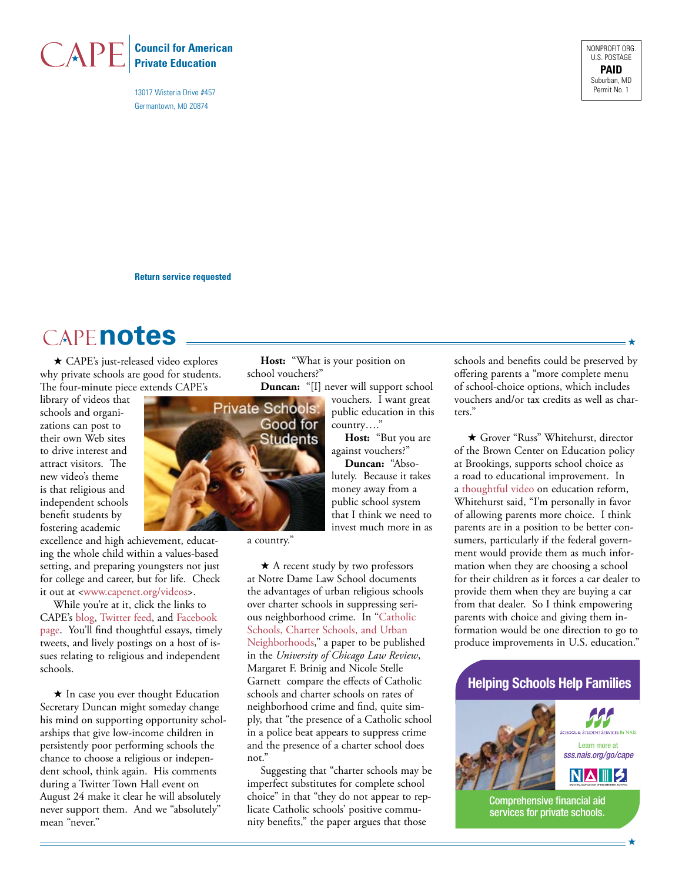CAPE Council for American Private Education

13017 Wisteria Drive #457
Germantown, MD 20874

NONPROFIT ORG.
U.S. POSTAGE
**PAID**
Suburban, MD
Permit No. 1

**Return service requested**

# CAPE notes

★ CAPE's just-released video explores why private schools are good for students. The four-minute piece extends CAPE's library of videos that schools and organizations can post to their own Web sites to drive interest and attract visitors. The new video's theme is that religious and independent schools benefit students by fostering academic excellence and high achievement, educating the whole child within a values-based setting, and preparing youngsters not just for college and career, but for life. Check it out at <www.capenet.org/videos>.

While you're at it, click the links to CAPE's blog, Twitter feed, and Facebook page. You'll find thoughtful essays, timely tweets, and lively postings on a host of issues relating to religious and independent schools.

★ In case you ever thought Education Secretary Duncan might someday change his mind on supporting opportunity scholarships that give low-income children in persistently poor performing schools the chance to choose a religious or independent school, think again. His comments during a Twitter Town Hall event on August 24 make it clear he will absolutely never support them. And we "absolutely" mean "never."

**Host:** "What is your position on school vouchers?"

**Duncan:** "[I] never will support school vouchers. I want great public education in this country…."

**Host:** "But you are against vouchers?"

**Duncan:** "Absolutely. Because it takes money away from a public school system that I think we need to invest much more in as a country."

★ A recent study by two professors at Notre Dame Law School documents the advantages of urban religious schools over charter schools in suppressing serious neighborhood crime. In "Catholic Schools, Charter Schools, and Urban Neighborhoods," a paper to be published in the *University of Chicago Law Review*, Margaret F. Brinig and Nicole Stelle Garnett compare the effects of Catholic schools and charter schools on rates of neighborhood crime and find, quite simply, that "the presence of a Catholic school in a police beat appears to suppress crime and the presence of a charter school does not."

Suggesting that "charter schools may be imperfect substitutes for complete school choice" in that "they do not appear to replicate Catholic schools' positive community benefits," the paper argues that those schools and benefits could be preserved by offering parents a "more complete menu of school-choice options, which includes vouchers and/or tax credits as well as charters."

★ Grover "Russ" Whitehurst, director of the Brown Center on Education policy at Brookings, supports school choice as a road to educational improvement. In a thoughtful video on education reform, Whitehurst said, "I'm personally in favor of allowing parents more choice. I think parents are in a position to be better consumers, particularly if the federal government would provide them as much information when they are choosing a school for their children as it forces a car dealer to provide them when they are buying a car from that dealer. So I think empowering parents with choice and giving them information would be one direction to go to produce improvements in U.S. education."

**Helping Schools Help Families**

School & Student Services by NAIS

Learn more at
sss.nais.org/go/cape

Comprehensive financial aid services for private schools.